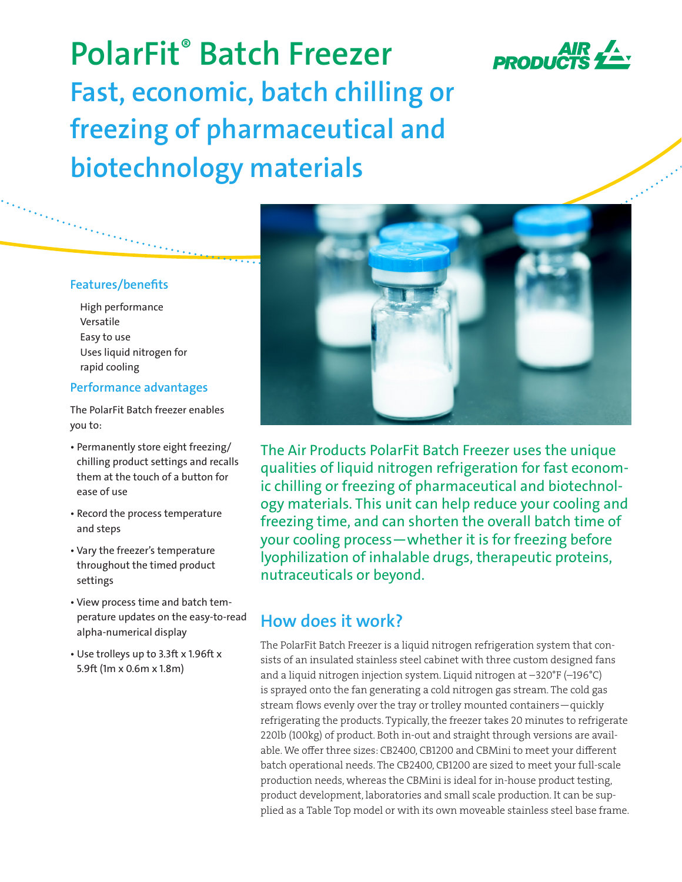# PolarFit® Batch Freezer

## Fast, economic, batch chilling or freezing of pharmaceutical and biotechnology materials

### Features/benefits

- High performance
- Versatile
- Easy to use
- Uses liquid nitrogen for rapid cooling

### Performance advantages

The PolarFit Batch freezer enables you to:

- Permanently store eight freezing/ chilling product settings and recalls them at the touch of a button for ease of use
- Record the process temperature and steps
- Vary the freezer's temperature throughout the timed product settings
- View process time and batch temperature updates on the easy-to-read alpha-numerical display
- Use trolleys up to 3.3ft x 1.96ft x 5.9ft (1m x 0.6m x 1.8m)

The Air Products PolarFit Batch Freezer uses the unique qualities of liquid nitrogen refrigeration for fast economic chilling or freezing of pharmaceutical and biotechnology materials. This unit can help reduce your cooling and freezing time, and can shorten the overall batch time of your cooling process—whether it is for freezing before lyophilization of inhalable drugs, therapeutic proteins, nutraceuticals or beyond.

## How does it work?

The PolarFit Batch Freezer is a liquid nitrogen refrigeration system that consists of an insulated stainless steel cabinet with three custom designed fans and a liquid nitrogen injection system. Liquid nitrogen at –320°F (–196°C) is sprayed onto the fan generating a cold nitrogen gas stream. The cold gas stream flows evenly over the tray or trolley mounted containers—quickly refrigerating the products. Typically, the freezer takes 20 minutes to refrigerate 220lb (100kg) of product. Both in-out and straight through versions are available. We offer three sizes: CB2400, CB1200 and CBMini to meet your different batch operational needs. The CB2400, CB1200 are sized to meet your full-scale production needs, whereas the CBMini is ideal for in-house product testing, product development, laboratories and small scale production. It can be supplied as a Table Top model or with its own moveable stainless steel base frame.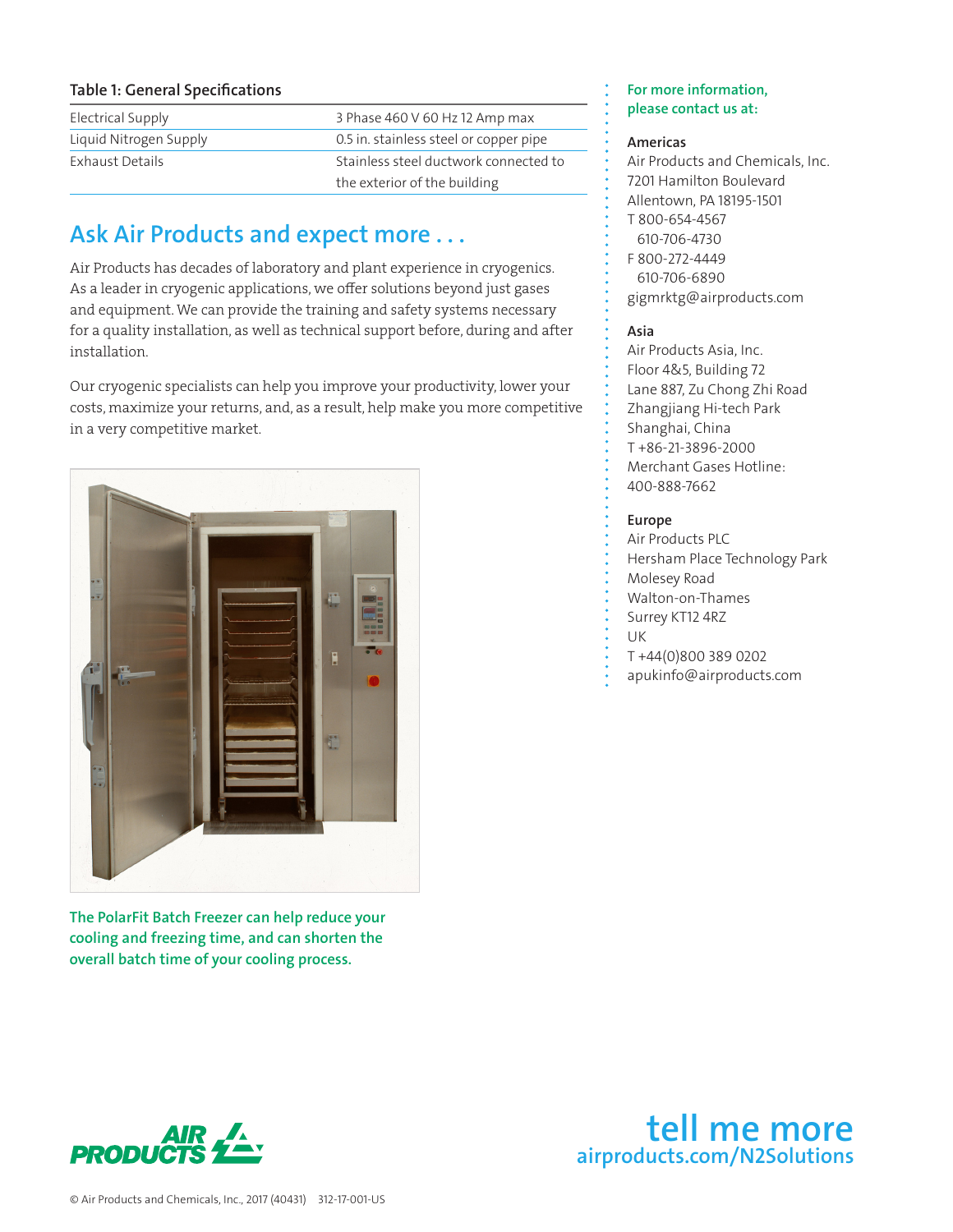**Table 1: General Specifications**

| | |
|---|---|
| Electrical Supply | 3 Phase 460 V 60 Hz 12 Amp max |
| Liquid Nitrogen Supply | 0.5 in. stainless steel or copper pipe |
| Exhaust Details | Stainless steel ductwork connected to the exterior of the building |

## Ask Air Products and expect more . . .

Air Products has decades of laboratory and plant experience in cryogenics. As a leader in cryogenic applications, we offer solutions beyond just gases and equipment. We can provide the training and safety systems necessary for a quality installation, as well as technical support before, during and after installation.

Our cryogenic specialists can help you improve your productivity, lower your costs, maximize your returns, and, as a result, help make you more competitive in a very competitive market.

The PolarFit Batch Freezer can help reduce your cooling and freezing time, and can shorten the overall batch time of your cooling process.

**For more information, please contact us at:**

**Americas**
Air Products and Chemicals, Inc.
7201 Hamilton Boulevard
Allentown, PA 18195-1501
T 800-654-4567
610-706-4730
F 800-272-4449
610-706-6890
gigmrktg@airproducts.com

**Asia**
Air Products Asia, Inc.
Floor 4&5, Building 72
Lane 887, Zu Chong Zhi Road
Zhangjiang Hi-tech Park
Shanghai, China
T +86-21-3896-2000
Merchant Gases Hotline:
400-888-7662

**Europe**
Air Products PLC
Hersham Place Technology Park
Molesey Road
Walton-on-Thames
Surrey KT12 4RZ
UK
T +44(0)800 389 0202
apukinfo@airproducts.com

AIR PRODUCTS

**tell me more**
airproducts.com/N2Solutions

© Air Products and Chemicals, Inc., 2017 (40431) 312-17-001-US